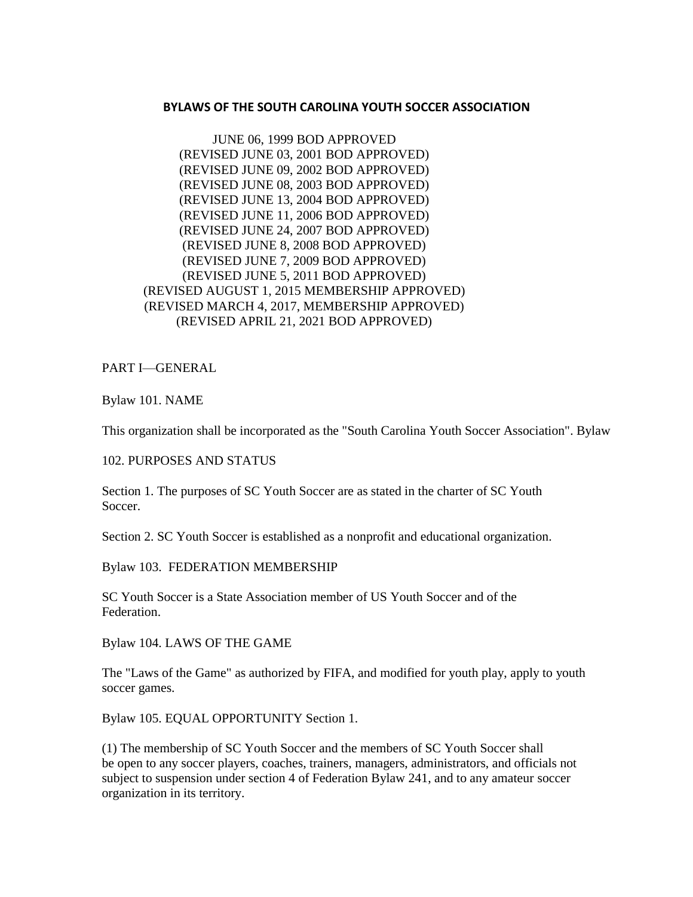# BYLAWS OF THE SOUTH CAROLINA YOUTH SOCCER ASSOCIATION

JUNE 06, 1999 BOD APPROVED
(REVISED JUNE 03, 2001 BOD APPROVED)
(REVISED JUNE 09, 2002 BOD APPROVED)
(REVISED JUNE 08, 2003 BOD APPROVED)
(REVISED JUNE 13, 2004 BOD APPROVED)
(REVISED JUNE 11, 2006 BOD APPROVED)
(REVISED JUNE 24, 2007 BOD APPROVED)
(REVISED JUNE 8, 2008 BOD APPROVED)
(REVISED JUNE 7, 2009 BOD APPROVED)
(REVISED JUNE 5, 2011 BOD APPROVED)
(REVISED AUGUST 1, 2015 MEMBERSHIP APPROVED)
(REVISED MARCH 4, 2017, MEMBERSHIP APPROVED)
(REVISED APRIL 21, 2021 BOD APPROVED)

PART I—GENERAL

Bylaw 101. NAME

This organization shall be incorporated as the "South Carolina Youth Soccer Association". Bylaw

102. PURPOSES AND STATUS

Section 1. The purposes of SC Youth Soccer are as stated in the charter of SC Youth Soccer.

Section 2. SC Youth Soccer is established as a nonprofit and educational organization.

Bylaw 103. FEDERATION MEMBERSHIP

SC Youth Soccer is a State Association member of US Youth Soccer and of the Federation.

Bylaw 104. LAWS OF THE GAME

The "Laws of the Game" as authorized by FIFA, and modified for youth play, apply to youth soccer games.

Bylaw 105. EQUAL OPPORTUNITY Section 1.

(1) The membership of SC Youth Soccer and the members of SC Youth Soccer shall be open to any soccer players, coaches, trainers, managers, administrators, and officials not subject to suspension under section 4 of Federation Bylaw 241, and to any amateur soccer organization in its territory.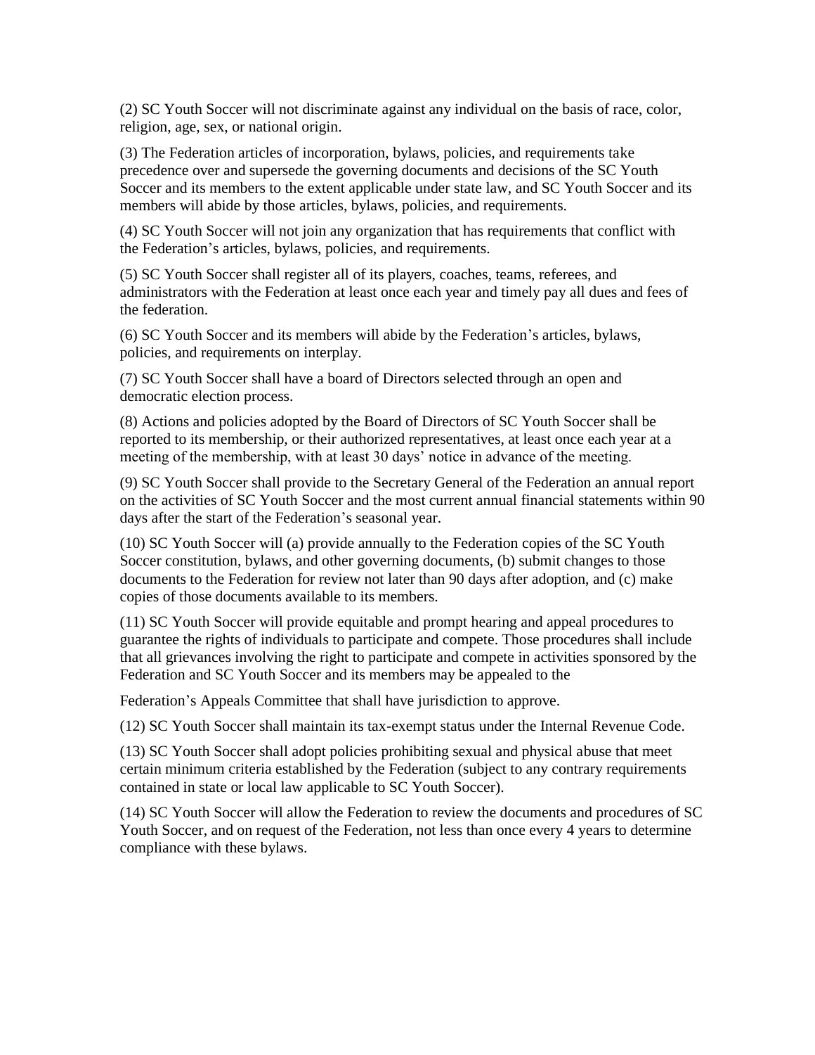(2) SC Youth Soccer will not discriminate against any individual on the basis of race, color, religion, age, sex, or national origin.

(3) The Federation articles of incorporation, bylaws, policies, and requirements take precedence over and supersede the governing documents and decisions of the SC Youth Soccer and its members to the extent applicable under state law, and SC Youth Soccer and its members will abide by those articles, bylaws, policies, and requirements.

(4) SC Youth Soccer will not join any organization that has requirements that conflict with the Federation's articles, bylaws, policies, and requirements.

(5) SC Youth Soccer shall register all of its players, coaches, teams, referees, and administrators with the Federation at least once each year and timely pay all dues and fees of the federation.

(6) SC Youth Soccer and its members will abide by the Federation's articles, bylaws, policies, and requirements on interplay.

(7) SC Youth Soccer shall have a board of Directors selected through an open and democratic election process.

(8) Actions and policies adopted by the Board of Directors of SC Youth Soccer shall be reported to its membership, or their authorized representatives, at least once each year at a meeting of the membership, with at least 30 days' notice in advance of the meeting.

(9) SC Youth Soccer shall provide to the Secretary General of the Federation an annual report on the activities of SC Youth Soccer and the most current annual financial statements within 90 days after the start of the Federation's seasonal year.

(10) SC Youth Soccer will (a) provide annually to the Federation copies of the SC Youth Soccer constitution, bylaws, and other governing documents, (b) submit changes to those documents to the Federation for review not later than 90 days after adoption, and (c) make copies of those documents available to its members.

(11) SC Youth Soccer will provide equitable and prompt hearing and appeal procedures to guarantee the rights of individuals to participate and compete. Those procedures shall include that all grievances involving the right to participate and compete in activities sponsored by the Federation and SC Youth Soccer and its members may be appealed to the

Federation's Appeals Committee that shall have jurisdiction to approve.

(12) SC Youth Soccer shall maintain its tax-exempt status under the Internal Revenue Code.

(13) SC Youth Soccer shall adopt policies prohibiting sexual and physical abuse that meet certain minimum criteria established by the Federation (subject to any contrary requirements contained in state or local law applicable to SC Youth Soccer).

(14) SC Youth Soccer will allow the Federation to review the documents and procedures of SC Youth Soccer, and on request of the Federation, not less than once every 4 years to determine compliance with these bylaws.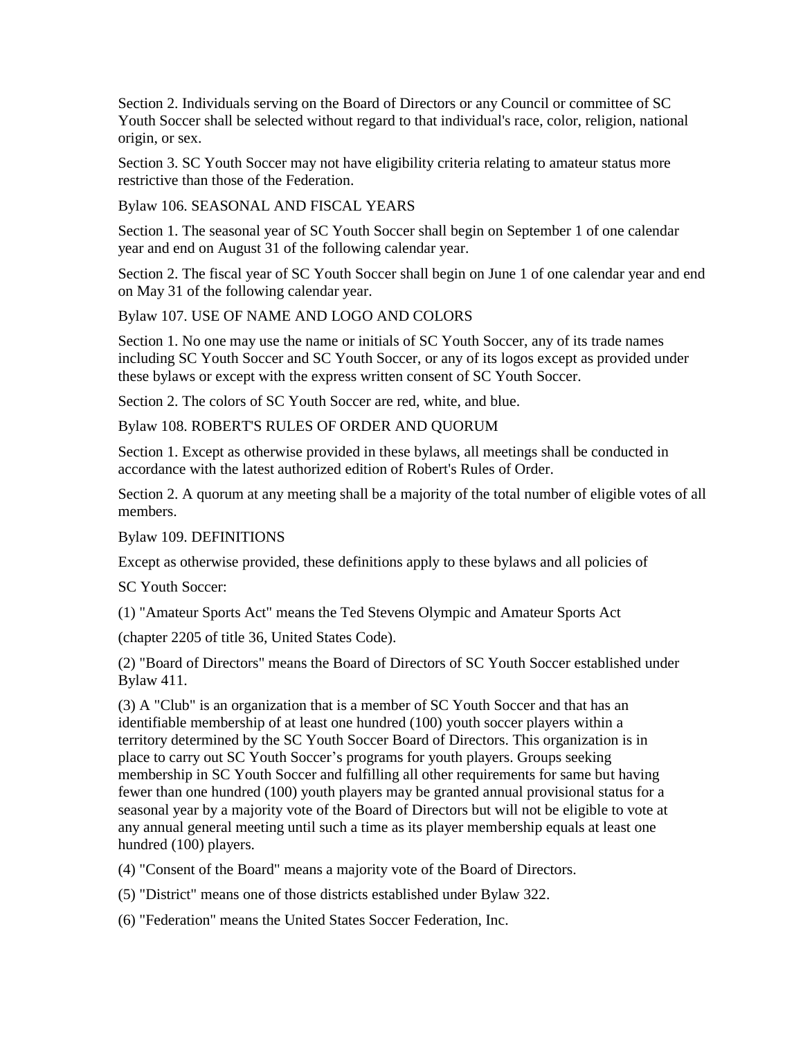Section 2. Individuals serving on the Board of Directors or any Council or committee of SC Youth Soccer shall be selected without regard to that individual's race, color, religion, national origin, or sex.

Section 3. SC Youth Soccer may not have eligibility criteria relating to amateur status more restrictive than those of the Federation.

## Bylaw 106. SEASONAL AND FISCAL YEARS

Section 1. The seasonal year of SC Youth Soccer shall begin on September 1 of one calendar year and end on August 31 of the following calendar year.

Section 2. The fiscal year of SC Youth Soccer shall begin on June 1 of one calendar year and end on May 31 of the following calendar year.

## Bylaw 107. USE OF NAME AND LOGO AND COLORS

Section 1. No one may use the name or initials of SC Youth Soccer, any of its trade names including SC Youth Soccer and SC Youth Soccer, or any of its logos except as provided under these bylaws or except with the express written consent of SC Youth Soccer.

Section 2. The colors of SC Youth Soccer are red, white, and blue.

## Bylaw 108. ROBERT'S RULES OF ORDER AND QUORUM

Section 1. Except as otherwise provided in these bylaws, all meetings shall be conducted in accordance with the latest authorized edition of Robert's Rules of Order.

Section 2. A quorum at any meeting shall be a majority of the total number of eligible votes of all members.

## Bylaw 109. DEFINITIONS

Except as otherwise provided, these definitions apply to these bylaws and all policies of

SC Youth Soccer:

(1) "Amateur Sports Act" means the Ted Stevens Olympic and Amateur Sports Act

(chapter 2205 of title 36, United States Code).

(2) "Board of Directors" means the Board of Directors of SC Youth Soccer established under Bylaw 411.

(3) A "Club" is an organization that is a member of SC Youth Soccer and that has an identifiable membership of at least one hundred (100) youth soccer players within a territory determined by the SC Youth Soccer Board of Directors. This organization is in place to carry out SC Youth Soccer's programs for youth players. Groups seeking membership in SC Youth Soccer and fulfilling all other requirements for same but having fewer than one hundred (100) youth players may be granted annual provisional status for a seasonal year by a majority vote of the Board of Directors but will not be eligible to vote at any annual general meeting until such a time as its player membership equals at least one hundred (100) players.

(4) "Consent of the Board" means a majority vote of the Board of Directors.

(5) "District" means one of those districts established under Bylaw 322.

(6) "Federation" means the United States Soccer Federation, Inc.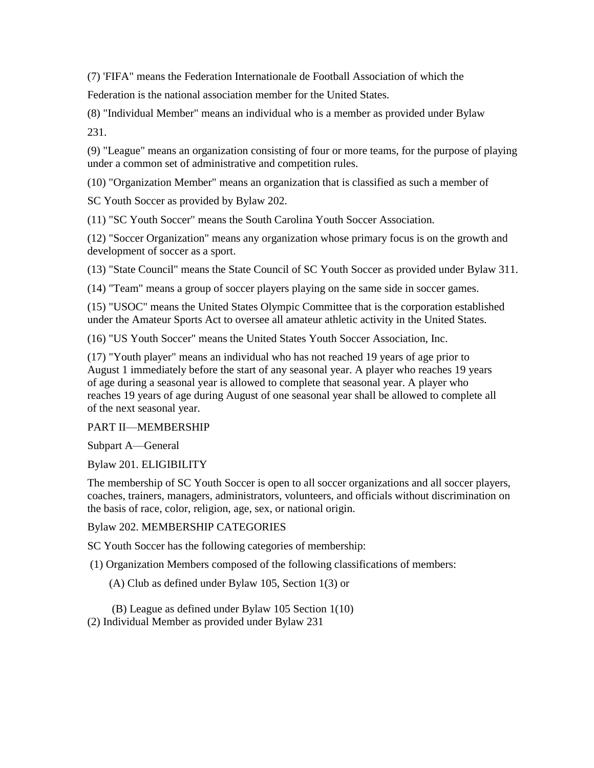(7) 'FIFA" means the Federation Internationale de Football Association of which the Federation is the national association member for the United States.

(8) "Individual Member" means an individual who is a member as provided under Bylaw 231.

(9) "League" means an organization consisting of four or more teams, for the purpose of playing under a common set of administrative and competition rules.

(10) "Organization Member" means an organization that is classified as such a member of SC Youth Soccer as provided by Bylaw 202.

(11) "SC Youth Soccer" means the South Carolina Youth Soccer Association.

(12) "Soccer Organization" means any organization whose primary focus is on the growth and development of soccer as a sport.

(13) "State Council" means the State Council of SC Youth Soccer as provided under Bylaw 311.

(14) "Team" means a group of soccer players playing on the same side in soccer games.

(15) "USOC" means the United States Olympic Committee that is the corporation established under the Amateur Sports Act to oversee all amateur athletic activity in the United States.

(16) "US Youth Soccer" means the United States Youth Soccer Association, Inc.

(17) "Youth player" means an individual who has not reached 19 years of age prior to August 1 immediately before the start of any seasonal year. A player who reaches 19 years of age during a seasonal year is allowed to complete that seasonal year. A player who reaches 19 years of age during August of one seasonal year shall be allowed to complete all of the next seasonal year.

PART II—MEMBERSHIP

Subpart A—General

Bylaw 201. ELIGIBILITY

The membership of SC Youth Soccer is open to all soccer organizations and all soccer players, coaches, trainers, managers, administrators, volunteers, and officials without discrimination on the basis of race, color, religion, age, sex, or national origin.

Bylaw 202. MEMBERSHIP CATEGORIES

SC Youth Soccer has the following categories of membership:

(1) Organization Members composed of the following classifications of members:

(A) Club as defined under Bylaw 105, Section 1(3) or

(B) League as defined under Bylaw 105 Section 1(10)

(2) Individual Member as provided under Bylaw 231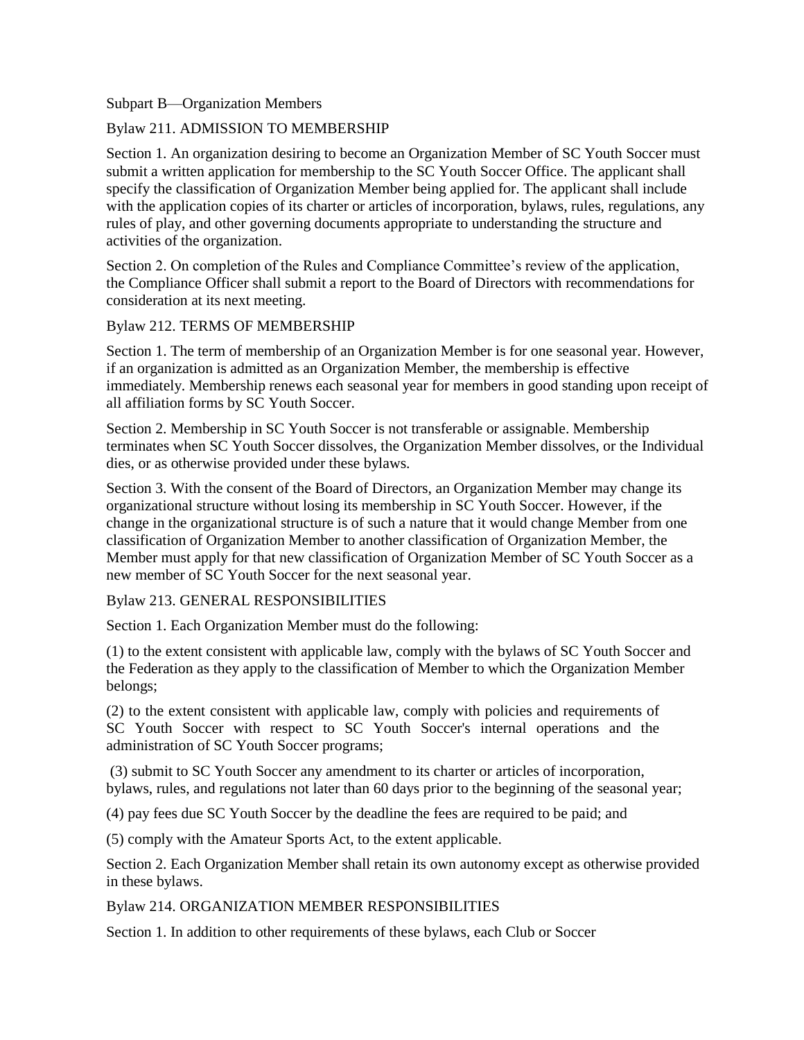## Subpart B—Organization Members

### Bylaw 211. ADMISSION TO MEMBERSHIP

Section 1. An organization desiring to become an Organization Member of SC Youth Soccer must submit a written application for membership to the SC Youth Soccer Office. The applicant shall specify the classification of Organization Member being applied for. The applicant shall include with the application copies of its charter or articles of incorporation, bylaws, rules, regulations, any rules of play, and other governing documents appropriate to understanding the structure and activities of the organization.

Section 2. On completion of the Rules and Compliance Committee's review of the application, the Compliance Officer shall submit a report to the Board of Directors with recommendations for consideration at its next meeting.

### Bylaw 212. TERMS OF MEMBERSHIP

Section 1. The term of membership of an Organization Member is for one seasonal year. However, if an organization is admitted as an Organization Member, the membership is effective immediately. Membership renews each seasonal year for members in good standing upon receipt of all affiliation forms by SC Youth Soccer.

Section 2. Membership in SC Youth Soccer is not transferable or assignable. Membership terminates when SC Youth Soccer dissolves, the Organization Member dissolves, or the Individual dies, or as otherwise provided under these bylaws.

Section 3. With the consent of the Board of Directors, an Organization Member may change its organizational structure without losing its membership in SC Youth Soccer. However, if the change in the organizational structure is of such a nature that it would change Member from one classification of Organization Member to another classification of Organization Member, the Member must apply for that new classification of Organization Member of SC Youth Soccer as a new member of SC Youth Soccer for the next seasonal year.

### Bylaw 213. GENERAL RESPONSIBILITIES

Section 1. Each Organization Member must do the following:

(1) to the extent consistent with applicable law, comply with the bylaws of SC Youth Soccer and the Federation as they apply to the classification of Member to which the Organization Member belongs;

(2) to the extent consistent with applicable law, comply with policies and requirements of SC Youth Soccer with respect to SC Youth Soccer's internal operations and the administration of SC Youth Soccer programs;

(3) submit to SC Youth Soccer any amendment to its charter or articles of incorporation, bylaws, rules, and regulations not later than 60 days prior to the beginning of the seasonal year;

(4) pay fees due SC Youth Soccer by the deadline the fees are required to be paid; and

(5) comply with the Amateur Sports Act, to the extent applicable.

Section 2. Each Organization Member shall retain its own autonomy except as otherwise provided in these bylaws.

### Bylaw 214. ORGANIZATION MEMBER RESPONSIBILITIES

Section 1. In addition to other requirements of these bylaws, each Club or Soccer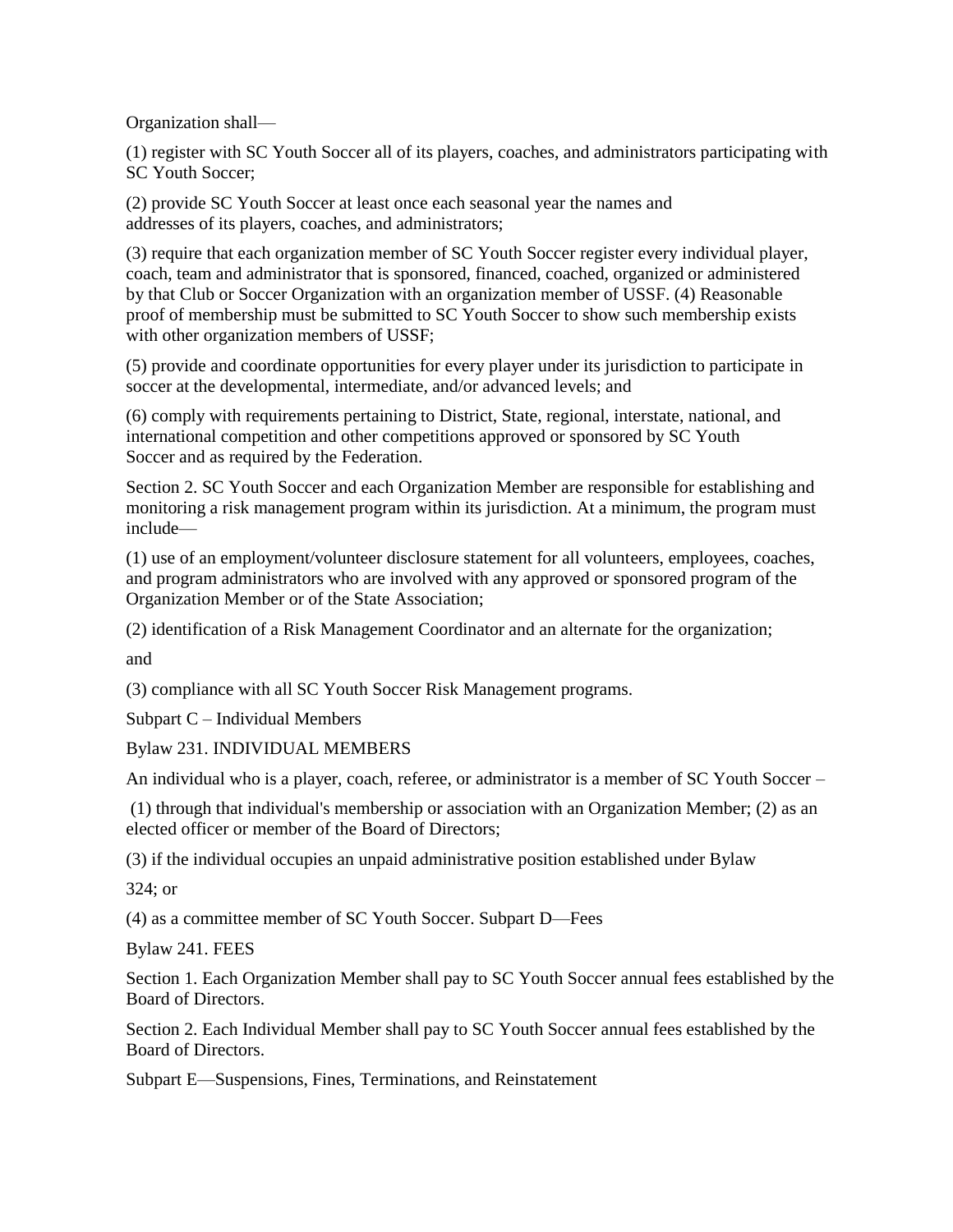Organization shall—

(1) register with SC Youth Soccer all of its players, coaches, and administrators participating with SC Youth Soccer;

(2) provide SC Youth Soccer at least once each seasonal year the names and addresses of its players, coaches, and administrators;

(3) require that each organization member of SC Youth Soccer register every individual player, coach, team and administrator that is sponsored, financed, coached, organized or administered by that Club or Soccer Organization with an organization member of USSF. (4) Reasonable proof of membership must be submitted to SC Youth Soccer to show such membership exists with other organization members of USSF;

(5) provide and coordinate opportunities for every player under its jurisdiction to participate in soccer at the developmental, intermediate, and/or advanced levels; and

(6) comply with requirements pertaining to District, State, regional, interstate, national, and international competition and other competitions approved or sponsored by SC Youth Soccer and as required by the Federation.

Section 2. SC Youth Soccer and each Organization Member are responsible for establishing and monitoring a risk management program within its jurisdiction. At a minimum, the program must include—

(1) use of an employment/volunteer disclosure statement for all volunteers, employees, coaches, and program administrators who are involved with any approved or sponsored program of the Organization Member or of the State Association;

(2) identification of a Risk Management Coordinator and an alternate for the organization;

and

(3) compliance with all SC Youth Soccer Risk Management programs.

Subpart C – Individual Members

Bylaw 231. INDIVIDUAL MEMBERS

An individual who is a player, coach, referee, or administrator is a member of SC Youth Soccer –

(1) through that individual's membership or association with an Organization Member; (2) as an elected officer or member of the Board of Directors;

(3) if the individual occupies an unpaid administrative position established under Bylaw

324; or

(4) as a committee member of SC Youth Soccer. Subpart D—Fees

Bylaw 241. FEES

Section 1. Each Organization Member shall pay to SC Youth Soccer annual fees established by the Board of Directors.

Section 2. Each Individual Member shall pay to SC Youth Soccer annual fees established by the Board of Directors.

Subpart E—Suspensions, Fines, Terminations, and Reinstatement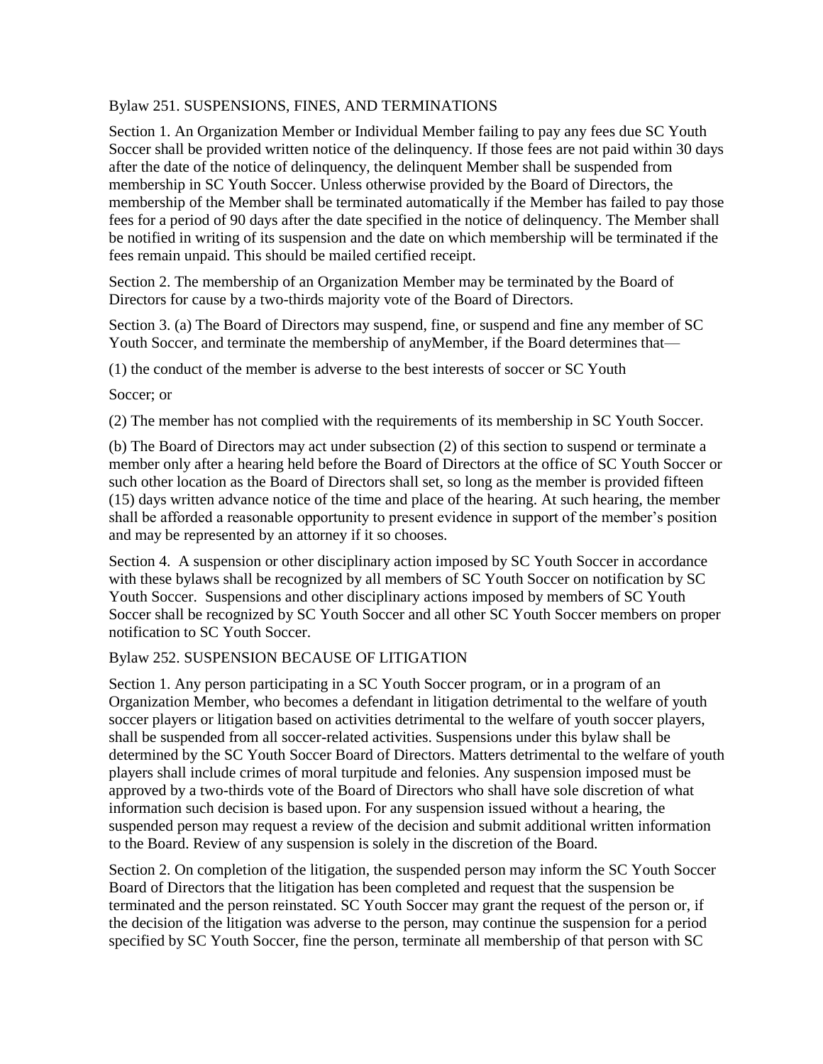## Bylaw 251. SUSPENSIONS, FINES, AND TERMINATIONS

Section 1. An Organization Member or Individual Member failing to pay any fees due SC Youth Soccer shall be provided written notice of the delinquency. If those fees are not paid within 30 days after the date of the notice of delinquency, the delinquent Member shall be suspended from membership in SC Youth Soccer. Unless otherwise provided by the Board of Directors, the membership of the Member shall be terminated automatically if the Member has failed to pay those fees for a period of 90 days after the date specified in the notice of delinquency. The Member shall be notified in writing of its suspension and the date on which membership will be terminated if the fees remain unpaid. This should be mailed certified receipt.

Section 2. The membership of an Organization Member may be terminated by the Board of Directors for cause by a two-thirds majority vote of the Board of Directors.

Section 3. (a) The Board of Directors may suspend, fine, or suspend and fine any member of SC Youth Soccer, and terminate the membership of anyMember, if the Board determines that—

(1) the conduct of the member is adverse to the best interests of soccer or SC Youth Soccer; or

(2) The member has not complied with the requirements of its membership in SC Youth Soccer.

(b) The Board of Directors may act under subsection (2) of this section to suspend or terminate a member only after a hearing held before the Board of Directors at the office of SC Youth Soccer or such other location as the Board of Directors shall set, so long as the member is provided fifteen (15) days written advance notice of the time and place of the hearing. At such hearing, the member shall be afforded a reasonable opportunity to present evidence in support of the member's position and may be represented by an attorney if it so chooses.

Section 4. A suspension or other disciplinary action imposed by SC Youth Soccer in accordance with these bylaws shall be recognized by all members of SC Youth Soccer on notification by SC Youth Soccer. Suspensions and other disciplinary actions imposed by members of SC Youth Soccer shall be recognized by SC Youth Soccer and all other SC Youth Soccer members on proper notification to SC Youth Soccer.

## Bylaw 252. SUSPENSION BECAUSE OF LITIGATION

Section 1. Any person participating in a SC Youth Soccer program, or in a program of an Organization Member, who becomes a defendant in litigation detrimental to the welfare of youth soccer players or litigation based on activities detrimental to the welfare of youth soccer players, shall be suspended from all soccer-related activities. Suspensions under this bylaw shall be determined by the SC Youth Soccer Board of Directors. Matters detrimental to the welfare of youth players shall include crimes of moral turpitude and felonies. Any suspension imposed must be approved by a two-thirds vote of the Board of Directors who shall have sole discretion of what information such decision is based upon. For any suspension issued without a hearing, the suspended person may request a review of the decision and submit additional written information to the Board. Review of any suspension is solely in the discretion of the Board.

Section 2. On completion of the litigation, the suspended person may inform the SC Youth Soccer Board of Directors that the litigation has been completed and request that the suspension be terminated and the person reinstated. SC Youth Soccer may grant the request of the person or, if the decision of the litigation was adverse to the person, may continue the suspension for a period specified by SC Youth Soccer, fine the person, terminate all membership of that person with SC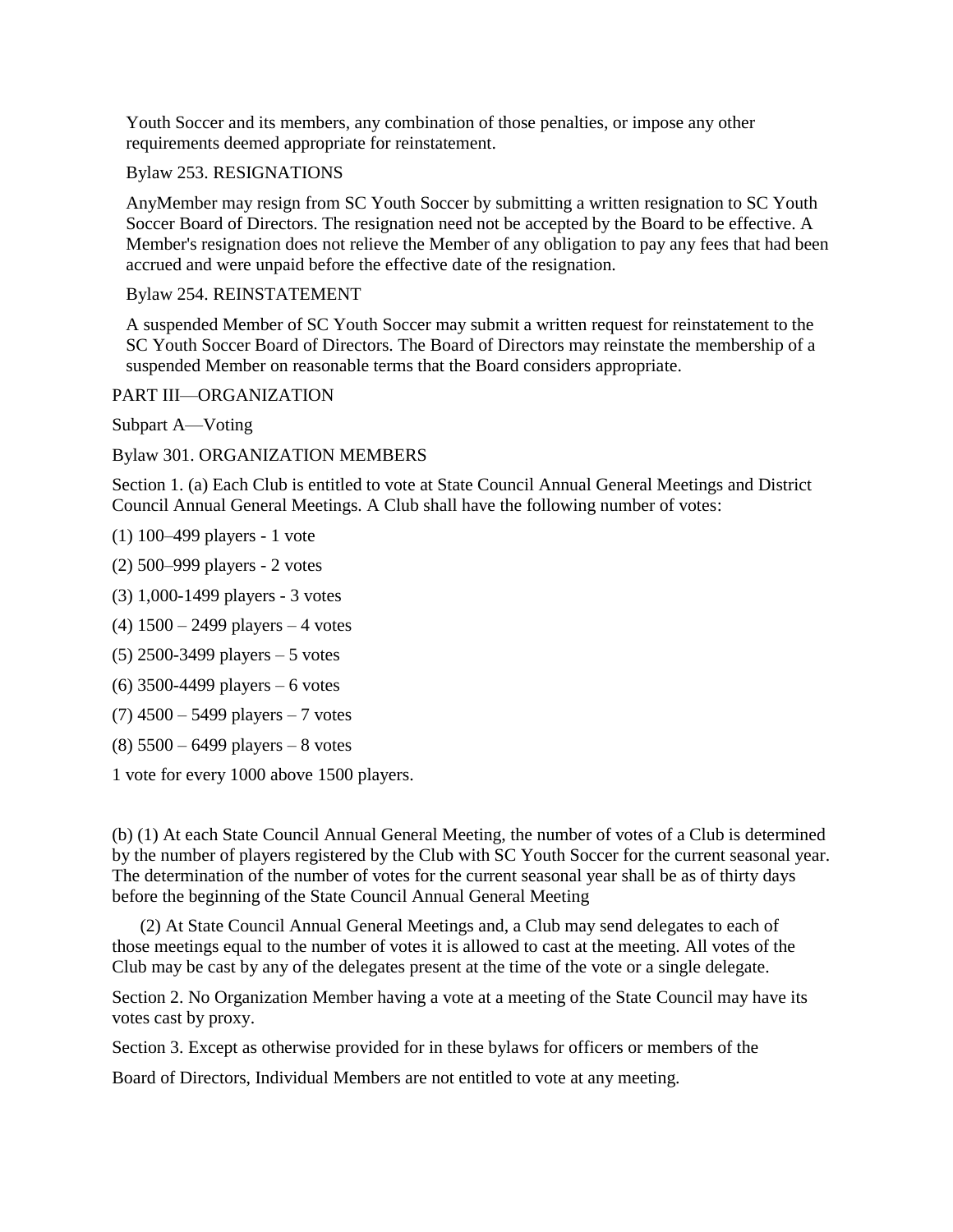Youth Soccer and its members, any combination of those penalties, or impose any other requirements deemed appropriate for reinstatement.

Bylaw 253. RESIGNATIONS

AnyMember may resign from SC Youth Soccer by submitting a written resignation to SC Youth Soccer Board of Directors. The resignation need not be accepted by the Board to be effective. A Member's resignation does not relieve the Member of any obligation to pay any fees that had been accrued and were unpaid before the effective date of the resignation.

Bylaw 254. REINSTATEMENT

A suspended Member of SC Youth Soccer may submit a written request for reinstatement to the SC Youth Soccer Board of Directors. The Board of Directors may reinstate the membership of a suspended Member on reasonable terms that the Board considers appropriate.

PART III—ORGANIZATION

Subpart A—Voting

Bylaw 301. ORGANIZATION MEMBERS

Section 1. (a) Each Club is entitled to vote at State Council Annual General Meetings and District Council Annual General Meetings. A Club shall have the following number of votes:

(1) 100–499 players - 1 vote

(2) 500–999 players - 2 votes

(3) 1,000-1499 players - 3 votes

(4) 1500 – 2499 players – 4 votes

(5) 2500-3499 players – 5 votes

(6) 3500-4499 players – 6 votes

(7) 4500 – 5499 players – 7 votes

(8) 5500 – 6499 players – 8 votes

1 vote for every 1000 above 1500 players.

(b) (1) At each State Council Annual General Meeting, the number of votes of a Club is determined by the number of players registered by the Club with SC Youth Soccer for the current seasonal year. The determination of the number of votes for the current seasonal year shall be as of thirty days before the beginning of the State Council Annual General Meeting

(2) At State Council Annual General Meetings and, a Club may send delegates to each of those meetings equal to the number of votes it is allowed to cast at the meeting. All votes of the Club may be cast by any of the delegates present at the time of the vote or a single delegate.

Section 2. No Organization Member having a vote at a meeting of the State Council may have its votes cast by proxy.

Section 3. Except as otherwise provided for in these bylaws for officers or members of the

Board of Directors, Individual Members are not entitled to vote at any meeting.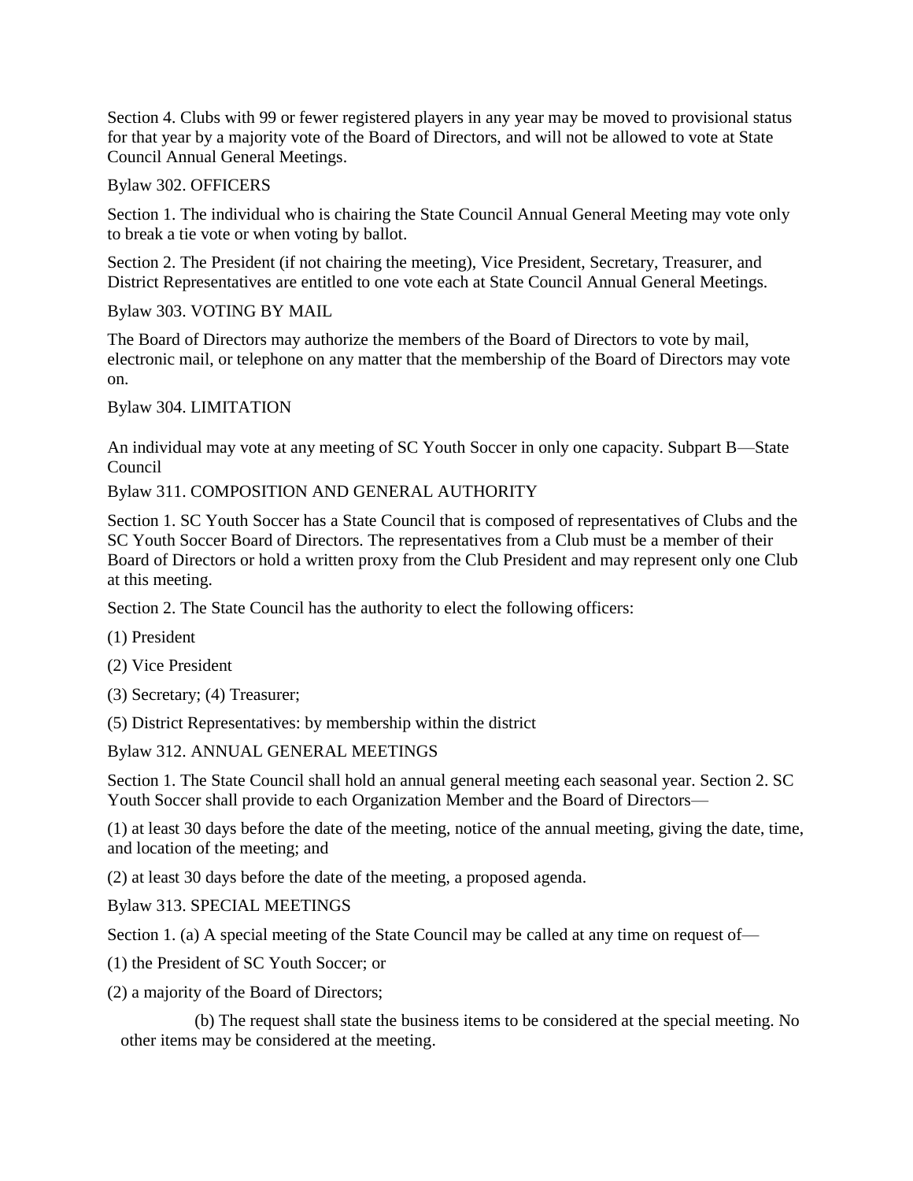Section 4. Clubs with 99 or fewer registered players in any year may be moved to provisional status for that year by a majority vote of the Board of Directors, and will not be allowed to vote at State Council Annual General Meetings.

Bylaw 302. OFFICERS

Section 1. The individual who is chairing the State Council Annual General Meeting may vote only to break a tie vote or when voting by ballot.

Section 2. The President (if not chairing the meeting), Vice President, Secretary, Treasurer, and District Representatives are entitled to one vote each at State Council Annual General Meetings.

Bylaw 303. VOTING BY MAIL

The Board of Directors may authorize the members of the Board of Directors to vote by mail, electronic mail, or telephone on any matter that the membership of the Board of Directors may vote on.

Bylaw 304. LIMITATION

An individual may vote at any meeting of SC Youth Soccer in only one capacity. Subpart B—State Council

Bylaw 311. COMPOSITION AND GENERAL AUTHORITY

Section 1. SC Youth Soccer has a State Council that is composed of representatives of Clubs and the SC Youth Soccer Board of Directors. The representatives from a Club must be a member of their Board of Directors or hold a written proxy from the Club President and may represent only one Club at this meeting.

Section 2. The State Council has the authority to elect the following officers:

(1) President

(2) Vice President

(3) Secretary; (4) Treasurer;

(5) District Representatives: by membership within the district

Bylaw 312. ANNUAL GENERAL MEETINGS

Section 1. The State Council shall hold an annual general meeting each seasonal year. Section 2. SC Youth Soccer shall provide to each Organization Member and the Board of Directors—

(1) at least 30 days before the date of the meeting, notice of the annual meeting, giving the date, time, and location of the meeting; and

(2) at least 30 days before the date of the meeting, a proposed agenda.

Bylaw 313. SPECIAL MEETINGS

Section 1. (a) A special meeting of the State Council may be called at any time on request of—

(1) the President of SC Youth Soccer; or

(2) a majority of the Board of Directors;

(b) The request shall state the business items to be considered at the special meeting. No other items may be considered at the meeting.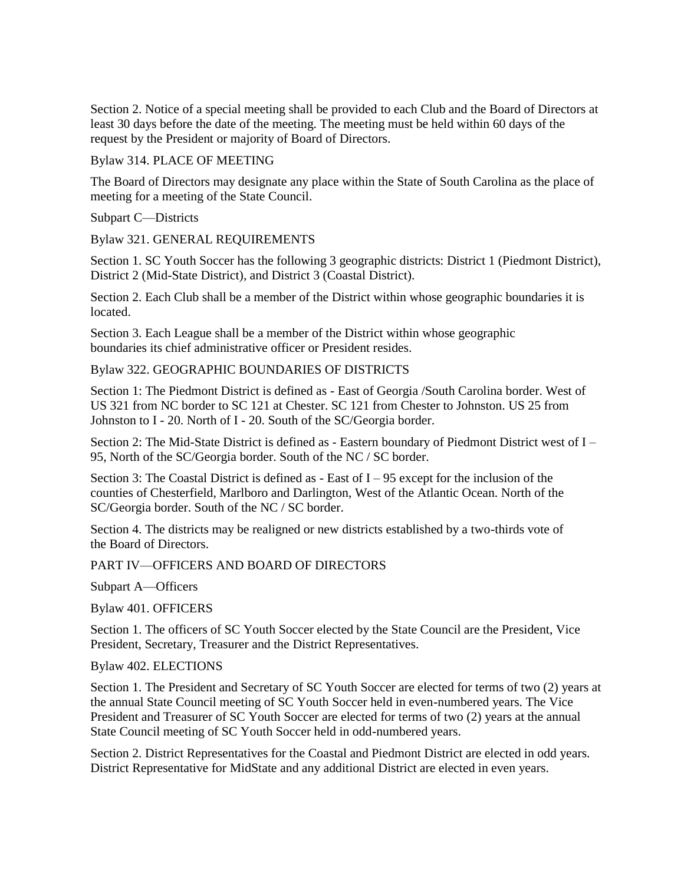Section 2. Notice of a special meeting shall be provided to each Club and the Board of Directors at least 30 days before the date of the meeting. The meeting must be held within 60 days of the request by the President or majority of Board of Directors.

Bylaw 314. PLACE OF MEETING

The Board of Directors may designate any place within the State of South Carolina as the place of meeting for a meeting of the State Council.

Subpart C—Districts

Bylaw 321. GENERAL REQUIREMENTS

Section 1. SC Youth Soccer has the following 3 geographic districts: District 1 (Piedmont District), District 2 (Mid-State District), and District 3 (Coastal District).

Section 2. Each Club shall be a member of the District within whose geographic boundaries it is located.

Section 3. Each League shall be a member of the District within whose geographic boundaries its chief administrative officer or President resides.

Bylaw 322. GEOGRAPHIC BOUNDARIES OF DISTRICTS

Section 1: The Piedmont District is defined as - East of Georgia /South Carolina border. West of US 321 from NC border to SC 121 at Chester. SC 121 from Chester to Johnston. US 25 from Johnston to I - 20. North of I - 20. South of the SC/Georgia border.

Section 2: The Mid-State District is defined as - Eastern boundary of Piedmont District west of I – 95, North of the SC/Georgia border. South of the NC / SC border.

Section 3: The Coastal District is defined as - East of I – 95 except for the inclusion of the counties of Chesterfield, Marlboro and Darlington, West of the Atlantic Ocean. North of the SC/Georgia border. South of the NC / SC border.

Section 4. The districts may be realigned or new districts established by a two-thirds vote of the Board of Directors.

PART IV—OFFICERS AND BOARD OF DIRECTORS

Subpart A—Officers

Bylaw 401. OFFICERS

Section 1. The officers of SC Youth Soccer elected by the State Council are the President, Vice President, Secretary, Treasurer and the District Representatives.

Bylaw 402. ELECTIONS

Section 1. The President and Secretary of SC Youth Soccer are elected for terms of two (2) years at the annual State Council meeting of SC Youth Soccer held in even-numbered years. The Vice President and Treasurer of SC Youth Soccer are elected for terms of two (2) years at the annual State Council meeting of SC Youth Soccer held in odd-numbered years.

Section 2. District Representatives for the Coastal and Piedmont District are elected in odd years. District Representative for MidState and any additional District are elected in even years.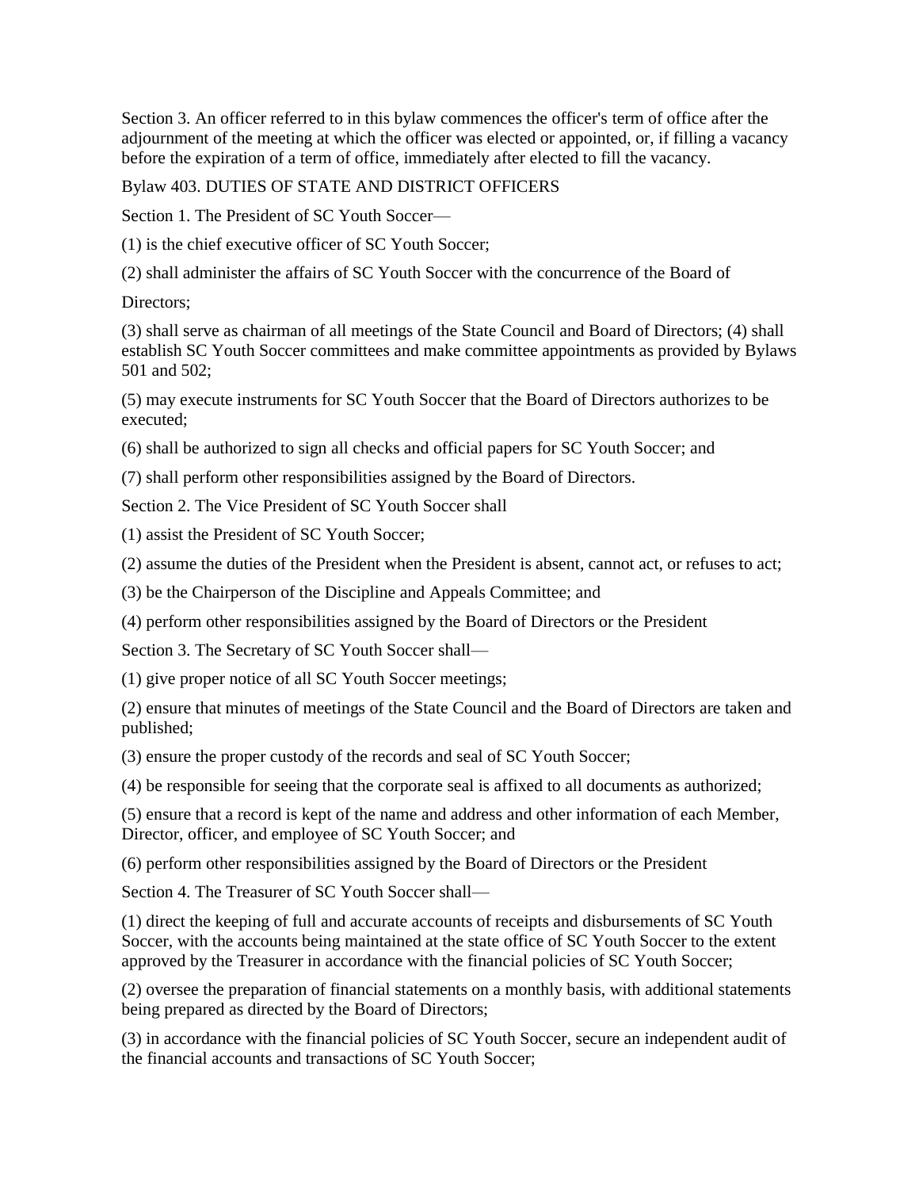Section 3. An officer referred to in this bylaw commences the officer's term of office after the adjournment of the meeting at which the officer was elected or appointed, or, if filling a vacancy before the expiration of a term of office, immediately after elected to fill the vacancy.

Bylaw 403. DUTIES OF STATE AND DISTRICT OFFICERS

Section 1. The President of SC Youth Soccer—

(1) is the chief executive officer of SC Youth Soccer;

(2) shall administer the affairs of SC Youth Soccer with the concurrence of the Board of

Directors;

(3) shall serve as chairman of all meetings of the State Council and Board of Directors; (4) shall establish SC Youth Soccer committees and make committee appointments as provided by Bylaws 501 and 502;

(5) may execute instruments for SC Youth Soccer that the Board of Directors authorizes to be executed;

(6) shall be authorized to sign all checks and official papers for SC Youth Soccer; and

(7) shall perform other responsibilities assigned by the Board of Directors.

Section 2. The Vice President of SC Youth Soccer shall

(1) assist the President of SC Youth Soccer;

(2) assume the duties of the President when the President is absent, cannot act, or refuses to act;

(3) be the Chairperson of the Discipline and Appeals Committee; and

(4) perform other responsibilities assigned by the Board of Directors or the President

Section 3. The Secretary of SC Youth Soccer shall—

(1) give proper notice of all SC Youth Soccer meetings;

(2) ensure that minutes of meetings of the State Council and the Board of Directors are taken and published;

(3) ensure the proper custody of the records and seal of SC Youth Soccer;

(4) be responsible for seeing that the corporate seal is affixed to all documents as authorized;

(5) ensure that a record is kept of the name and address and other information of each Member, Director, officer, and employee of SC Youth Soccer; and

(6) perform other responsibilities assigned by the Board of Directors or the President

Section 4. The Treasurer of SC Youth Soccer shall—

(1) direct the keeping of full and accurate accounts of receipts and disbursements of SC Youth Soccer, with the accounts being maintained at the state office of SC Youth Soccer to the extent approved by the Treasurer in accordance with the financial policies of SC Youth Soccer;

(2) oversee the preparation of financial statements on a monthly basis, with additional statements being prepared as directed by the Board of Directors;

(3) in accordance with the financial policies of SC Youth Soccer, secure an independent audit of the financial accounts and transactions of SC Youth Soccer;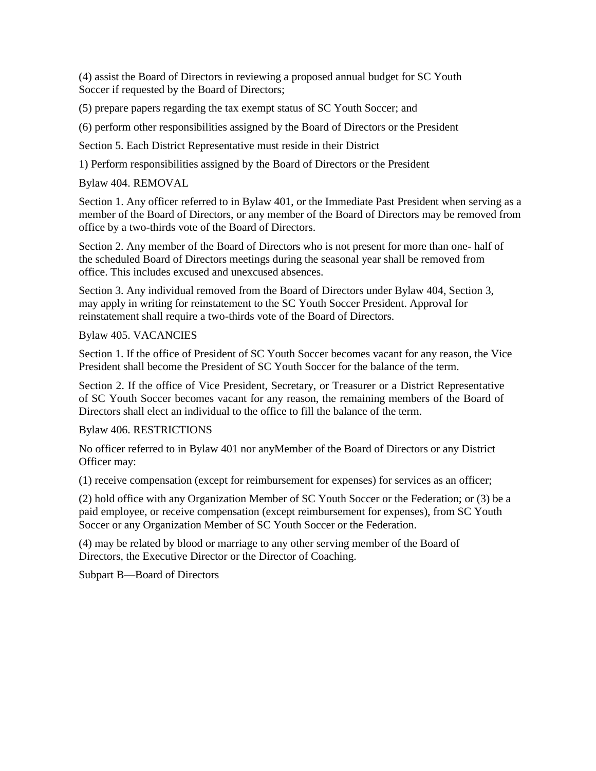(4) assist the Board of Directors in reviewing a proposed annual budget for SC Youth Soccer if requested by the Board of Directors;

(5) prepare papers regarding the tax exempt status of SC Youth Soccer; and

(6) perform other responsibilities assigned by the Board of Directors or the President

Section 5. Each District Representative must reside in their District

1) Perform responsibilities assigned by the Board of Directors or the President

Bylaw 404. REMOVAL

Section 1. Any officer referred to in Bylaw 401, or the Immediate Past President when serving as a member of the Board of Directors, or any member of the Board of Directors may be removed from office by a two-thirds vote of the Board of Directors.

Section 2. Any member of the Board of Directors who is not present for more than one- half of the scheduled Board of Directors meetings during the seasonal year shall be removed from office. This includes excused and unexcused absences.

Section 3. Any individual removed from the Board of Directors under Bylaw 404, Section 3, may apply in writing for reinstatement to the SC Youth Soccer President. Approval for reinstatement shall require a two-thirds vote of the Board of Directors.

Bylaw 405. VACANCIES

Section 1. If the office of President of SC Youth Soccer becomes vacant for any reason, the Vice President shall become the President of SC Youth Soccer for the balance of the term.

Section 2. If the office of Vice President, Secretary, or Treasurer or a District Representative of SC Youth Soccer becomes vacant for any reason, the remaining members of the Board of Directors shall elect an individual to the office to fill the balance of the term.

Bylaw 406. RESTRICTIONS

No officer referred to in Bylaw 401 nor anyMember of the Board of Directors or any District Officer may:

(1) receive compensation (except for reimbursement for expenses) for services as an officer;

(2) hold office with any Organization Member of SC Youth Soccer or the Federation; or (3) be a paid employee, or receive compensation (except reimbursement for expenses), from SC Youth Soccer or any Organization Member of SC Youth Soccer or the Federation.

(4) may be related by blood or marriage to any other serving member of the Board of Directors, the Executive Director or the Director of Coaching.

Subpart B—Board of Directors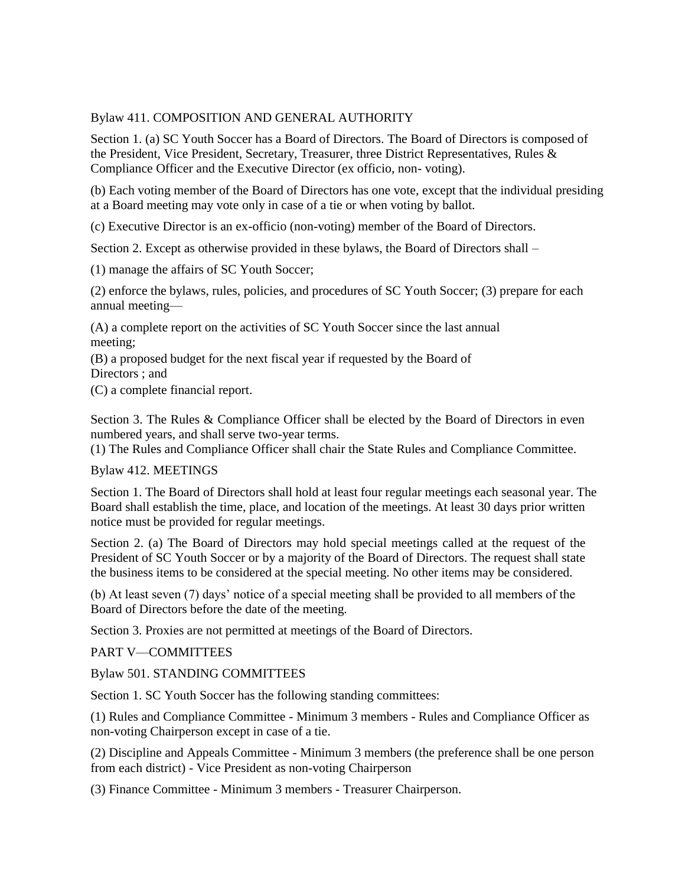## Bylaw 411. COMPOSITION AND GENERAL AUTHORITY

Section 1. (a) SC Youth Soccer has a Board of Directors. The Board of Directors is composed of the President, Vice President, Secretary, Treasurer, three District Representatives, Rules & Compliance Officer and the Executive Director (ex officio, non- voting).

(b) Each voting member of the Board of Directors has one vote, except that the individual presiding at a Board meeting may vote only in case of a tie or when voting by ballot.

(c) Executive Director is an ex-officio (non-voting) member of the Board of Directors.

Section 2. Except as otherwise provided in these bylaws, the Board of Directors shall –

(1) manage the affairs of SC Youth Soccer;

(2) enforce the bylaws, rules, policies, and procedures of SC Youth Soccer; (3) prepare for each annual meeting—

(A) a complete report on the activities of SC Youth Soccer since the last annual meeting;
(B) a proposed budget for the next fiscal year if requested by the Board of Directors ; and
(C) a complete financial report.

Section 3. The Rules & Compliance Officer shall be elected by the Board of Directors in even numbered years, and shall serve two-year terms.
(1) The Rules and Compliance Officer shall chair the State Rules and Compliance Committee.

## Bylaw 412. MEETINGS

Section 1. The Board of Directors shall hold at least four regular meetings each seasonal year. The Board shall establish the time, place, and location of the meetings. At least 30 days prior written notice must be provided for regular meetings.

Section 2. (a) The Board of Directors may hold special meetings called at the request of the President of SC Youth Soccer or by a majority of the Board of Directors. The request shall state the business items to be considered at the special meeting. No other items may be considered.

(b) At least seven (7) days' notice of a special meeting shall be provided to all members of the Board of Directors before the date of the meeting.

Section 3. Proxies are not permitted at meetings of the Board of Directors.

# PART V—COMMITTEES

## Bylaw 501. STANDING COMMITTEES

Section 1. SC Youth Soccer has the following standing committees:

(1) Rules and Compliance Committee - Minimum 3 members - Rules and Compliance Officer as non-voting Chairperson except in case of a tie.

(2) Discipline and Appeals Committee - Minimum 3 members (the preference shall be one person from each district) - Vice President as non-voting Chairperson

(3) Finance Committee - Minimum 3 members - Treasurer Chairperson.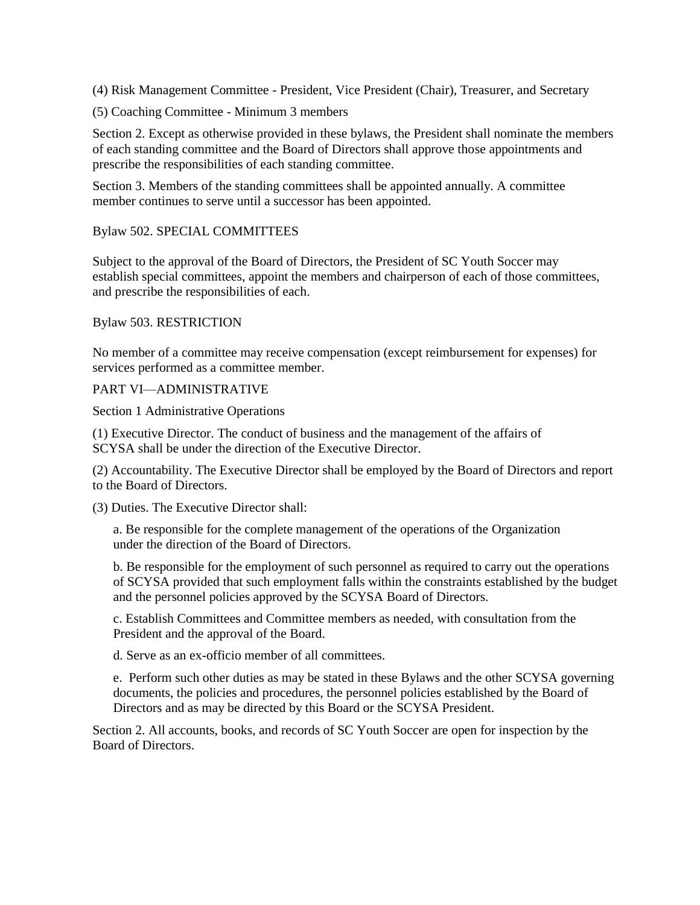(4) Risk Management Committee - President, Vice President (Chair), Treasurer, and Secretary

(5) Coaching Committee - Minimum 3 members

Section 2. Except as otherwise provided in these bylaws, the President shall nominate the members of each standing committee and the Board of Directors shall approve those appointments and prescribe the responsibilities of each standing committee.

Section 3. Members of the standing committees shall be appointed annually. A committee member continues to serve until a successor has been appointed.

Bylaw 502. SPECIAL COMMITTEES

Subject to the approval of the Board of Directors, the President of SC Youth Soccer may establish special committees, appoint the members and chairperson of each of those committees, and prescribe the responsibilities of each.

Bylaw 503. RESTRICTION

No member of a committee may receive compensation (except reimbursement for expenses) for services performed as a committee member.

PART VI—ADMINISTRATIVE

Section 1 Administrative Operations

(1) Executive Director. The conduct of business and the management of the affairs of SCYSA shall be under the direction of the Executive Director.

(2) Accountability. The Executive Director shall be employed by the Board of Directors and report to the Board of Directors.

(3) Duties. The Executive Director shall:

a. Be responsible for the complete management of the operations of the Organization under the direction of the Board of Directors.

b. Be responsible for the employment of such personnel as required to carry out the operations of SCYSA provided that such employment falls within the constraints established by the budget and the personnel policies approved by the SCYSA Board of Directors.

c. Establish Committees and Committee members as needed, with consultation from the President and the approval of the Board.

d. Serve as an ex-officio member of all committees.

e. Perform such other duties as may be stated in these Bylaws and the other SCYSA governing documents, the policies and procedures, the personnel policies established by the Board of Directors and as may be directed by this Board or the SCYSA President.

Section 2. All accounts, books, and records of SC Youth Soccer are open for inspection by the Board of Directors.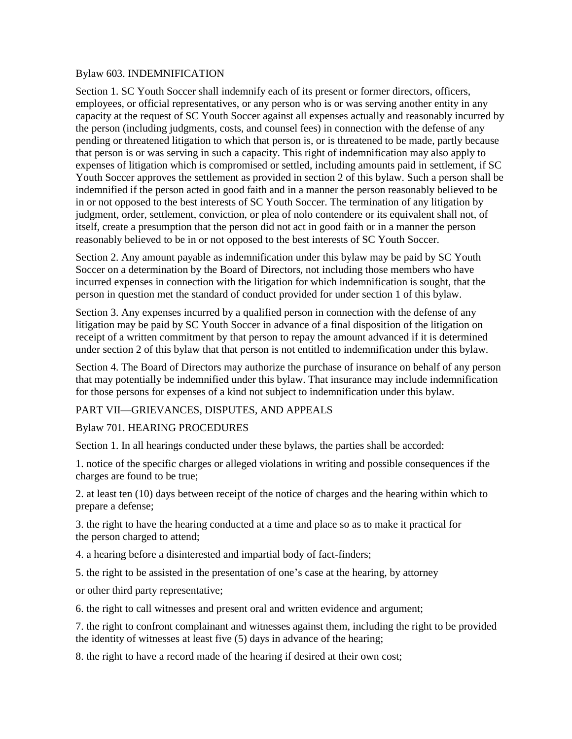## Bylaw 603. INDEMNIFICATION

Section 1. SC Youth Soccer shall indemnify each of its present or former directors, officers, employees, or official representatives, or any person who is or was serving another entity in any capacity at the request of SC Youth Soccer against all expenses actually and reasonably incurred by the person (including judgments, costs, and counsel fees) in connection with the defense of any pending or threatened litigation to which that person is, or is threatened to be made, partly because that person is or was serving in such a capacity. This right of indemnification may also apply to expenses of litigation which is compromised or settled, including amounts paid in settlement, if SC Youth Soccer approves the settlement as provided in section 2 of this bylaw. Such a person shall be indemnified if the person acted in good faith and in a manner the person reasonably believed to be in or not opposed to the best interests of SC Youth Soccer. The termination of any litigation by judgment, order, settlement, conviction, or plea of nolo contendere or its equivalent shall not, of itself, create a presumption that the person did not act in good faith or in a manner the person reasonably believed to be in or not opposed to the best interests of SC Youth Soccer.

Section 2. Any amount payable as indemnification under this bylaw may be paid by SC Youth Soccer on a determination by the Board of Directors, not including those members who have incurred expenses in connection with the litigation for which indemnification is sought, that the person in question met the standard of conduct provided for under section 1 of this bylaw.

Section 3. Any expenses incurred by a qualified person in connection with the defense of any litigation may be paid by SC Youth Soccer in advance of a final disposition of the litigation on receipt of a written commitment by that person to repay the amount advanced if it is determined under section 2 of this bylaw that that person is not entitled to indemnification under this bylaw.

Section 4. The Board of Directors may authorize the purchase of insurance on behalf of any person that may potentially be indemnified under this bylaw. That insurance may include indemnification for those persons for expenses of a kind not subject to indemnification under this bylaw.

# PART VII—GRIEVANCES, DISPUTES, AND APPEALS

## Bylaw 701. HEARING PROCEDURES

Section 1. In all hearings conducted under these bylaws, the parties shall be accorded:

1. notice of the specific charges or alleged violations in writing and possible consequences if the charges are found to be true;
2. at least ten (10) days between receipt of the notice of charges and the hearing within which to prepare a defense;
3. the right to have the hearing conducted at a time and place so as to make it practical for the person charged to attend;
4. a hearing before a disinterested and impartial body of fact-finders;
5. the right to be assisted in the presentation of one's case at the hearing, by attorney or other third party representative;
6. the right to call witnesses and present oral and written evidence and argument;
7. the right to confront complainant and witnesses against them, including the right to be provided the identity of witnesses at least five (5) days in advance of the hearing;
8. the right to have a record made of the hearing if desired at their own cost;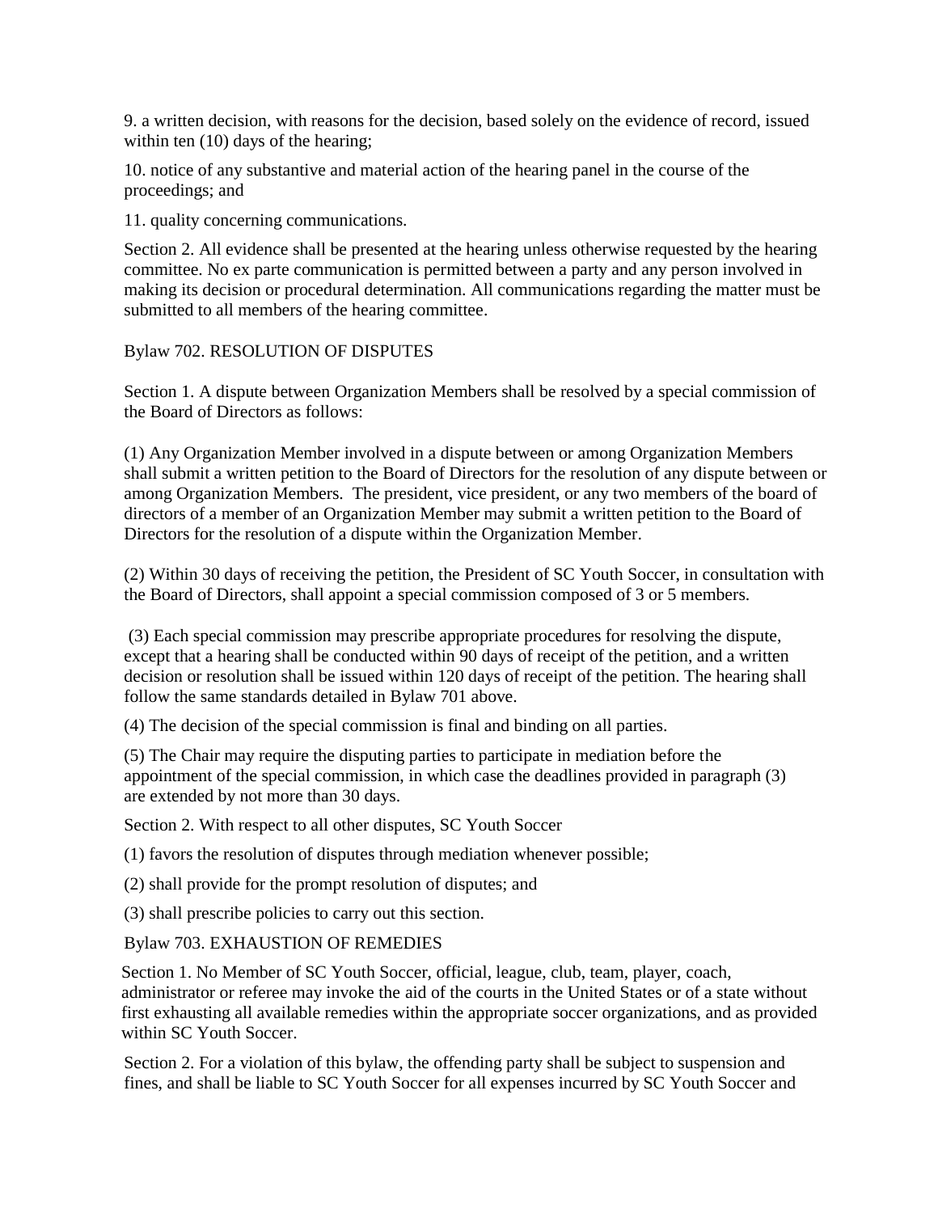9. a written decision, with reasons for the decision, based solely on the evidence of record, issued within ten (10) days of the hearing;

10. notice of any substantive and material action of the hearing panel in the course of the proceedings; and

11. quality concerning communications.

Section 2. All evidence shall be presented at the hearing unless otherwise requested by the hearing committee. No ex parte communication is permitted between a party and any person involved in making its decision or procedural determination. All communications regarding the matter must be submitted to all members of the hearing committee.

Bylaw 702. RESOLUTION OF DISPUTES

Section 1. A dispute between Organization Members shall be resolved by a special commission of the Board of Directors as follows:

(1) Any Organization Member involved in a dispute between or among Organization Members shall submit a written petition to the Board of Directors for the resolution of any dispute between or among Organization Members. The president, vice president, or any two members of the board of directors of a member of an Organization Member may submit a written petition to the Board of Directors for the resolution of a dispute within the Organization Member.

(2) Within 30 days of receiving the petition, the President of SC Youth Soccer, in consultation with the Board of Directors, shall appoint a special commission composed of 3 or 5 members.

(3) Each special commission may prescribe appropriate procedures for resolving the dispute, except that a hearing shall be conducted within 90 days of receipt of the petition, and a written decision or resolution shall be issued within 120 days of receipt of the petition. The hearing shall follow the same standards detailed in Bylaw 701 above.

(4) The decision of the special commission is final and binding on all parties.

(5) The Chair may require the disputing parties to participate in mediation before the appointment of the special commission, in which case the deadlines provided in paragraph (3) are extended by not more than 30 days.

Section 2. With respect to all other disputes, SC Youth Soccer

(1) favors the resolution of disputes through mediation whenever possible;

(2) shall provide for the prompt resolution of disputes; and

(3) shall prescribe policies to carry out this section.

Bylaw 703. EXHAUSTION OF REMEDIES

Section 1. No Member of SC Youth Soccer, official, league, club, team, player, coach, administrator or referee may invoke the aid of the courts in the United States or of a state without first exhausting all available remedies within the appropriate soccer organizations, and as provided within SC Youth Soccer.

Section 2. For a violation of this bylaw, the offending party shall be subject to suspension and fines, and shall be liable to SC Youth Soccer for all expenses incurred by SC Youth Soccer and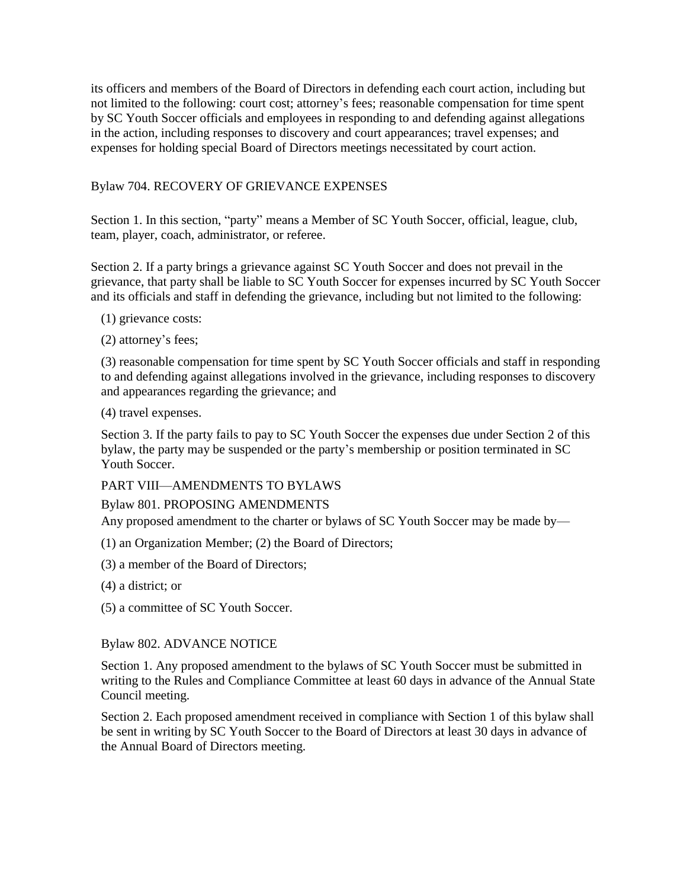its officers and members of the Board of Directors in defending each court action, including but not limited to the following: court cost; attorney's fees; reasonable compensation for time spent by SC Youth Soccer officials and employees in responding to and defending against allegations in the action, including responses to discovery and court appearances; travel expenses; and expenses for holding special Board of Directors meetings necessitated by court action.

Bylaw 704. RECOVERY OF GRIEVANCE EXPENSES

Section 1. In this section, "party" means a Member of SC Youth Soccer, official, league, club, team, player, coach, administrator, or referee.

Section 2. If a party brings a grievance against SC Youth Soccer and does not prevail in the grievance, that party shall be liable to SC Youth Soccer for expenses incurred by SC Youth Soccer and its officials and staff in defending the grievance, including but not limited to the following:

(1) grievance costs:

(2) attorney's fees;

(3) reasonable compensation for time spent by SC Youth Soccer officials and staff in responding to and defending against allegations involved in the grievance, including responses to discovery and appearances regarding the grievance; and

(4) travel expenses.

Section 3. If the party fails to pay to SC Youth Soccer the expenses due under Section 2 of this bylaw, the party may be suspended or the party's membership or position terminated in SC Youth Soccer.

PART VIII—AMENDMENTS TO BYLAWS

Bylaw 801. PROPOSING AMENDMENTS

Any proposed amendment to the charter or bylaws of SC Youth Soccer may be made by—

(1) an Organization Member; (2) the Board of Directors;

(3) a member of the Board of Directors;

(4) a district; or

(5) a committee of SC Youth Soccer.

Bylaw 802. ADVANCE NOTICE

Section 1. Any proposed amendment to the bylaws of SC Youth Soccer must be submitted in writing to the Rules and Compliance Committee at least 60 days in advance of the Annual State Council meeting.

Section 2. Each proposed amendment received in compliance with Section 1 of this bylaw shall be sent in writing by SC Youth Soccer to the Board of Directors at least 30 days in advance of the Annual Board of Directors meeting.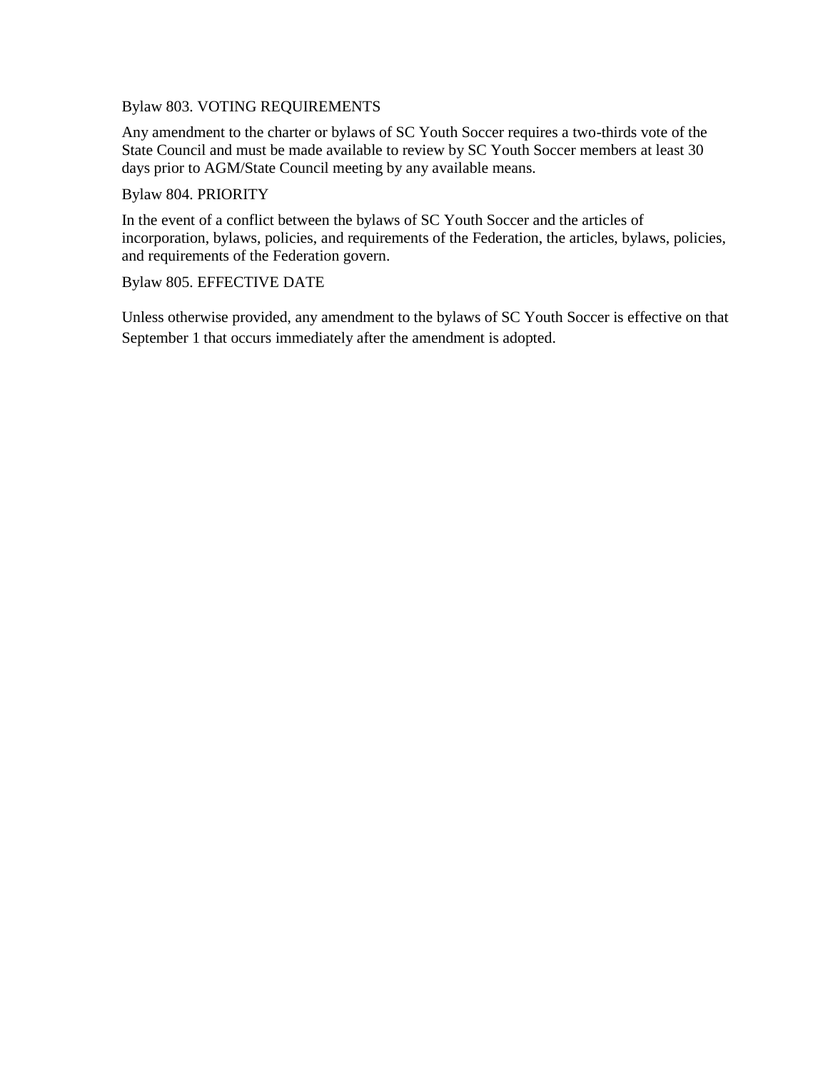Bylaw 803. VOTING REQUIREMENTS

Any amendment to the charter or bylaws of SC Youth Soccer requires a two-thirds vote of the State Council and must be made available to review by SC Youth Soccer members at least 30 days prior to AGM/State Council meeting by any available means.

Bylaw 804. PRIORITY

In the event of a conflict between the bylaws of SC Youth Soccer and the articles of incorporation, bylaws, policies, and requirements of the Federation, the articles, bylaws, policies, and requirements of the Federation govern.

Bylaw 805. EFFECTIVE DATE

Unless otherwise provided, any amendment to the bylaws of SC Youth Soccer is effective on that September 1 that occurs immediately after the amendment is adopted.